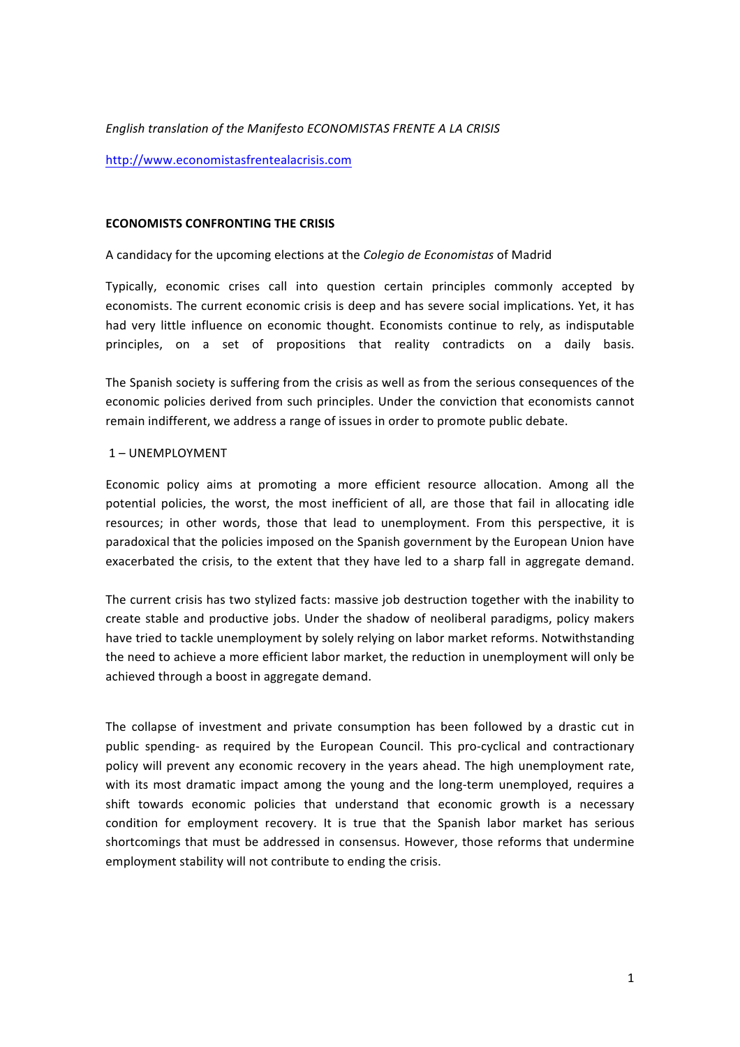*English translation of the Manifesto ECONOMISTAS FRENTE A LA CRISIS*

http://www.economistasfrentealacrisis.com

# ECONOMISTS CONFRONTING THE CRISIS

A candidacy for the upcoming elections at the *Colegio de Economistas* of Madrid

Typically, economic crises call into question certain principles commonly accepted by economists. The current economic crisis is deep and has severe social implications. Yet, it has had very little influence on economic thought. Economists continue to rely, as indisputable principles, on a set of propositions that reality contradicts on a daily basis.

The Spanish society is suffering from the crisis as well as from the serious consequences of the economic policies derived from such principles. Under the conviction that economists cannot remain indifferent, we address a range of issues in order to promote public debate.

## 1 – UNEMPLOYMENT

Economic policy aims at promoting a more efficient resource allocation. Among all the potential policies, the worst, the most inefficient of all, are those that fail in allocating idle resources; in other words, those that lead to unemployment. From this perspective, it is paradoxical that the policies imposed on the Spanish government by the European Union have exacerbated the crisis, to the extent that they have led to a sharp fall in aggregate demand.

The current crisis has two stylized facts: massive job destruction together with the inability to create stable and productive jobs. Under the shadow of neoliberal paradigms, policy makers have tried to tackle unemployment by solely relying on labor market reforms. Notwithstanding the need to achieve a more efficient labor market, the reduction in unemployment will only be achieved through a boost in aggregate demand.

The collapse of investment and private consumption has been followed by a drastic cut in public spending- as required by the European Council. This pro-cyclical and contractionary policy will prevent any economic recovery in the years ahead. The high unemployment rate, with its most dramatic impact among the young and the long-term unemployed, requires a shift towards economic policies that understand that economic growth is a necessary condition for employment recovery. It is true that the Spanish labor market has serious shortcomings that must be addressed in consensus. However, those reforms that undermine employment stability will not contribute to ending the crisis.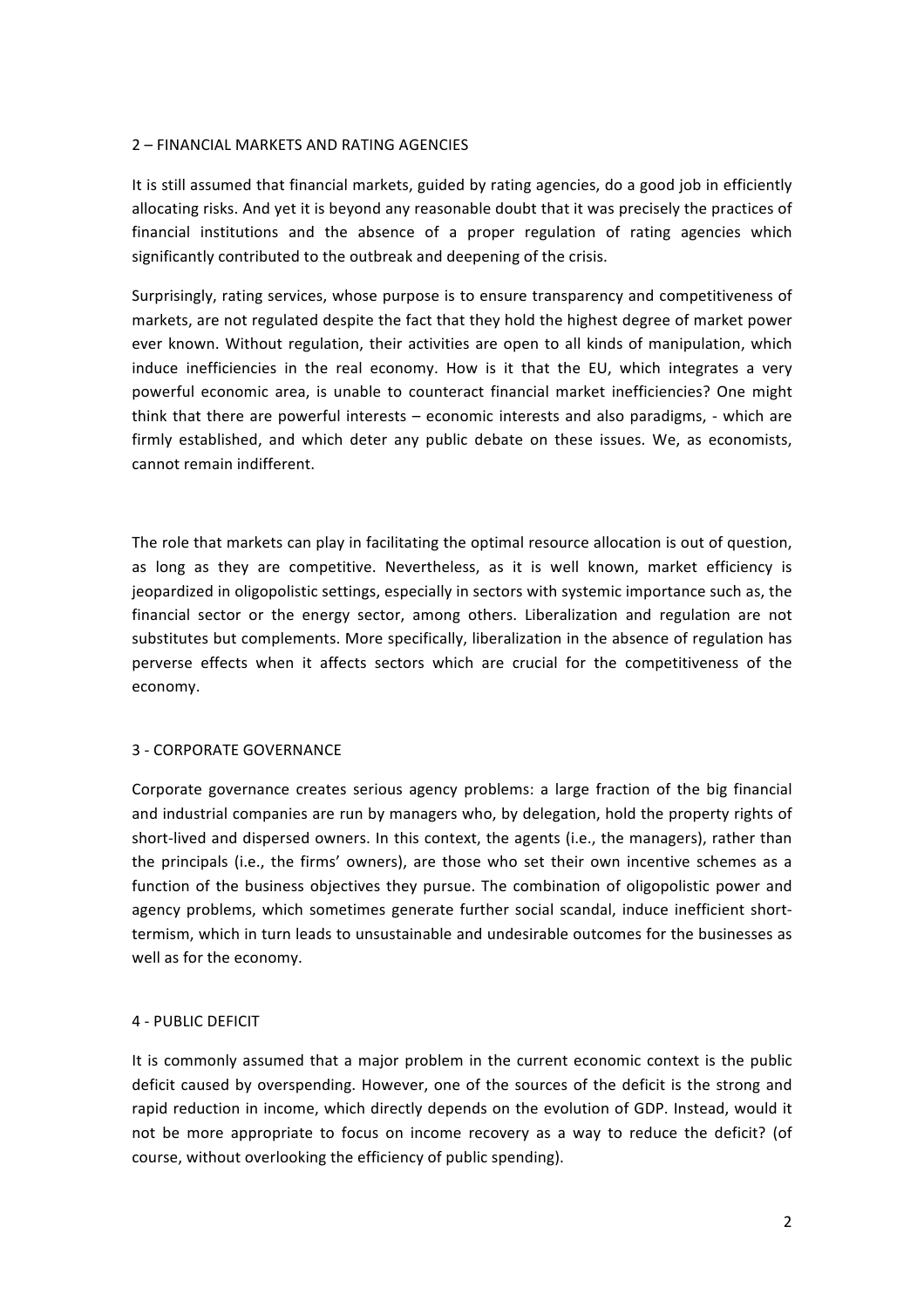## 2 – FINANCIAL MARKETS AND RATING AGENCIES

It is still assumed that financial markets, guided by rating agencies, do a good job in efficiently allocating risks. And yet it is beyond any reasonable doubt that it was precisely the practices of financial institutions and the absence of a proper regulation of rating agencies which significantly contributed to the outbreak and deepening of the crisis.

Surprisingly, rating services, whose purpose is to ensure transparency and competitiveness of markets, are not regulated despite the fact that they hold the highest degree of market power ever known. Without regulation, their activities are open to all kinds of manipulation, which induce inefficiencies in the real economy. How is it that the EU, which integrates a very powerful economic area, is unable to counteract financial market inefficiencies? One might think that there are powerful interests – economic interests and also paradigms, - which are firmly established, and which deter any public debate on these issues. We, as economists, cannot remain indifferent.

The role that markets can play in facilitating the optimal resource allocation is out of question, as long as they are competitive. Nevertheless, as it is well known, market efficiency is jeopardized in oligopolistic settings, especially in sectors with systemic importance such as, the financial sector or the energy sector, among others. Liberalization and regulation are not substitutes but complements. More specifically, liberalization in the absence of regulation has perverse effects when it affects sectors which are crucial for the competitiveness of the economy.

## 3 - CORPORATE GOVERNANCE

Corporate governance creates serious agency problems: a large fraction of the big financial and industrial companies are run by managers who, by delegation, hold the property rights of short-lived and dispersed owners. In this context, the agents (i.e., the managers), rather than the principals (i.e., the firms' owners), are those who set their own incentive schemes as a function of the business objectives they pursue. The combination of oligopolistic power and agency problems, which sometimes generate further social scandal, induce inefficient short-termism, which in turn leads to unsustainable and undesirable outcomes for the businesses as well as for the economy.

## 4 - PUBLIC DEFICIT

It is commonly assumed that a major problem in the current economic context is the public deficit caused by overspending. However, one of the sources of the deficit is the strong and rapid reduction in income, which directly depends on the evolution of GDP. Instead, would it not be more appropriate to focus on income recovery as a way to reduce the deficit? (of course, without overlooking the efficiency of public spending).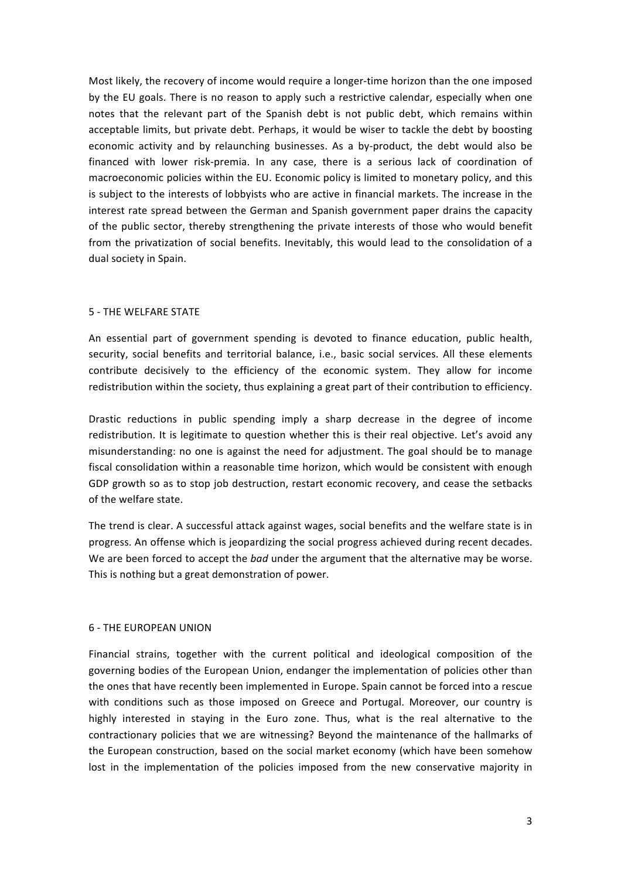Most likely, the recovery of income would require a longer-time horizon than the one imposed by the EU goals. There is no reason to apply such a restrictive calendar, especially when one notes that the relevant part of the Spanish debt is not public debt, which remains within acceptable limits, but private debt. Perhaps, it would be wiser to tackle the debt by boosting economic activity and by relaunching businesses. As a by-product, the debt would also be financed with lower risk-premia. In any case, there is a serious lack of coordination of macroeconomic policies within the EU. Economic policy is limited to monetary policy, and this is subject to the interests of lobbyists who are active in financial markets. The increase in the interest rate spread between the German and Spanish government paper drains the capacity of the public sector, thereby strengthening the private interests of those who would benefit from the privatization of social benefits. Inevitably, this would lead to the consolidation of a dual society in Spain.

## 5 - THE WELFARE STATE

An essential part of government spending is devoted to finance education, public health, security, social benefits and territorial balance, i.e., basic social services. All these elements contribute decisively to the efficiency of the economic system. They allow for income redistribution within the society, thus explaining a great part of their contribution to efficiency.

Drastic reductions in public spending imply a sharp decrease in the degree of income redistribution. It is legitimate to question whether this is their real objective. Let's avoid any misunderstanding: no one is against the need for adjustment. The goal should be to manage fiscal consolidation within a reasonable time horizon, which would be consistent with enough GDP growth so as to stop job destruction, restart economic recovery, and cease the setbacks of the welfare state.

The trend is clear. A successful attack against wages, social benefits and the welfare state is in progress. An offense which is jeopardizing the social progress achieved during recent decades. We are been forced to accept the *bad* under the argument that the alternative may be worse. This is nothing but a great demonstration of power.

## 6 - THE EUROPEAN UNION

Financial strains, together with the current political and ideological composition of the governing bodies of the European Union, endanger the implementation of policies other than the ones that have recently been implemented in Europe. Spain cannot be forced into a rescue with conditions such as those imposed on Greece and Portugal. Moreover, our country is highly interested in staying in the Euro zone. Thus, what is the real alternative to the contractionary policies that we are witnessing? Beyond the maintenance of the hallmarks of the European construction, based on the social market economy (which have been somehow lost in the implementation of the policies imposed from the new conservative majority in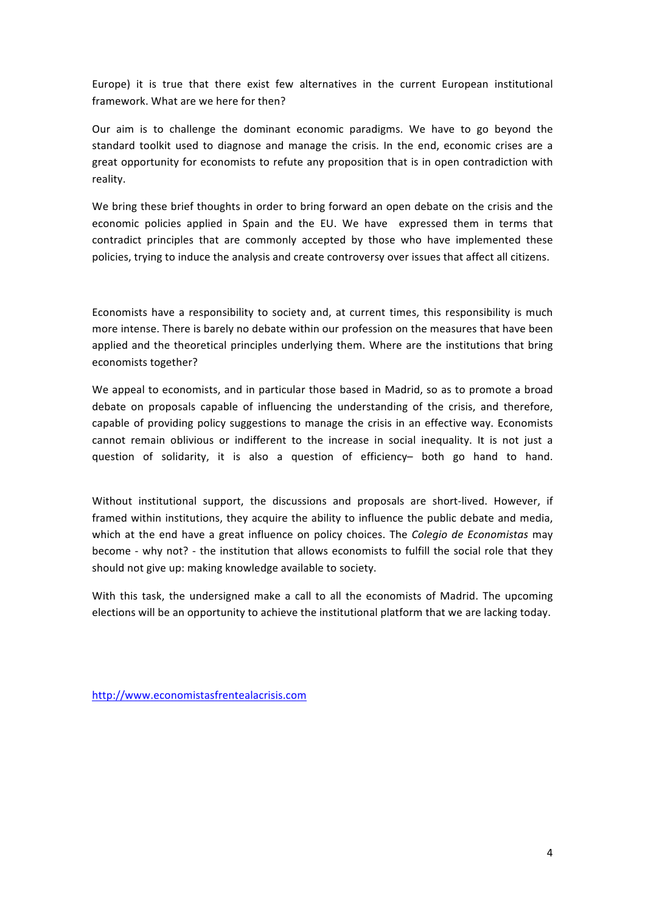Europe) it is true that there exist few alternatives in the current European institutional framework. What are we here for then?

Our aim is to challenge the dominant economic paradigms. We have to go beyond the standard toolkit used to diagnose and manage the crisis. In the end, economic crises are a great opportunity for economists to refute any proposition that is in open contradiction with reality.

We bring these brief thoughts in order to bring forward an open debate on the crisis and the economic policies applied in Spain and the EU. We have expressed them in terms that contradict principles that are commonly accepted by those who have implemented these policies, trying to induce the analysis and create controversy over issues that affect all citizens.

Economists have a responsibility to society and, at current times, this responsibility is much more intense. There is barely no debate within our profession on the measures that have been applied and the theoretical principles underlying them. Where are the institutions that bring economists together?

We appeal to economists, and in particular those based in Madrid, so as to promote a broad debate on proposals capable of influencing the understanding of the crisis, and therefore, capable of providing policy suggestions to manage the crisis in an effective way. Economists cannot remain oblivious or indifferent to the increase in social inequality. It is not just a question of solidarity, it is also a question of efficiency– both go hand to hand.

Without institutional support, the discussions and proposals are short-lived. However, if framed within institutions, they acquire the ability to influence the public debate and media, which at the end have a great influence on policy choices. The *Colegio de Economistas* may become - why not? - the institution that allows economists to fulfill the social role that they should not give up: making knowledge available to society.

With this task, the undersigned make a call to all the economists of Madrid. The upcoming elections will be an opportunity to achieve the institutional platform that we are lacking today.

http://www.economistasfrentealacrisis.com